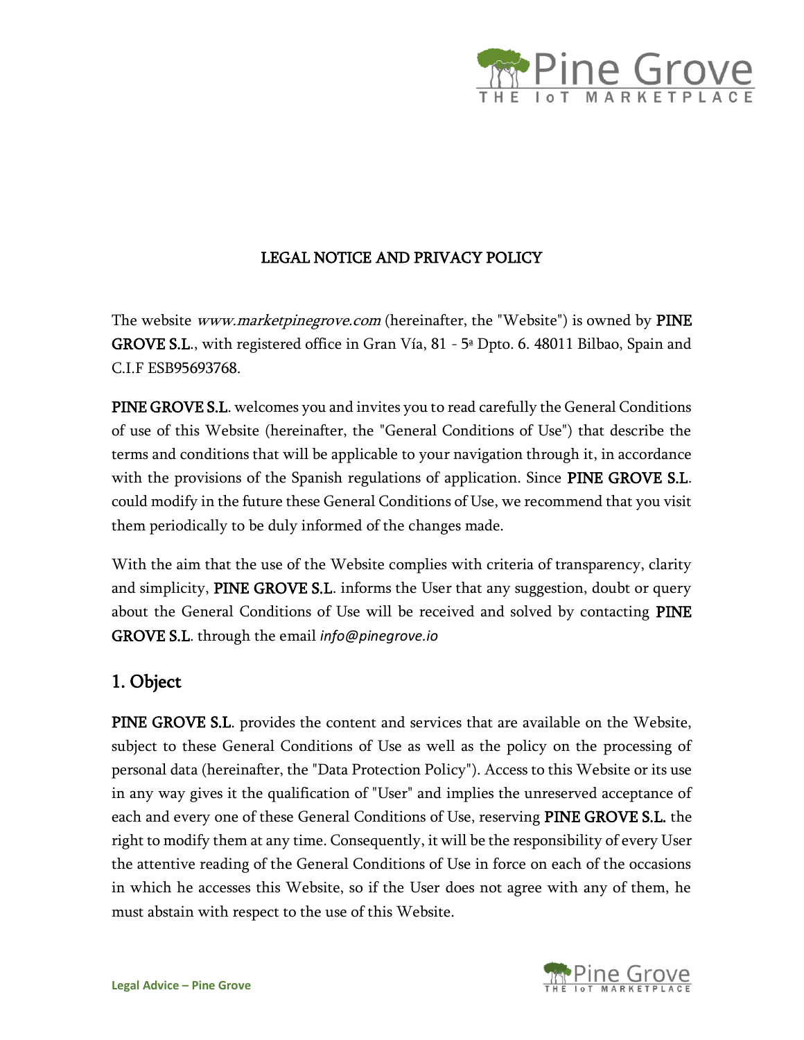# LEGAL NOTICE AND PRIVACY POLICY

The website *www.marketpinegrove.com* (hereinafter, the "Website") is owned by **PINE GROVE S.L.**, with registered office in Gran Vía, 81 - 5ª Dpto. 6. 48011 Bilbao, Spain and C.I.F ESB95693768.

**PINE GROVE S.L.** welcomes you and invites you to read carefully the General Conditions of use of this Website (hereinafter, the "General Conditions of Use") that describe the terms and conditions that will be applicable to your navigation through it, in accordance with the provisions of the Spanish regulations of application. Since **PINE GROVE S.L.** could modify in the future these General Conditions of Use, we recommend that you visit them periodically to be duly informed of the changes made.

With the aim that the use of the Website complies with criteria of transparency, clarity and simplicity, **PINE GROVE S.L.** informs the User that any suggestion, doubt or query about the General Conditions of Use will be received and solved by contacting **PINE GROVE S.L.** through the email *info@pinegrove.io*

## 1. Object

**PINE GROVE S.L.** provides the content and services that are available on the Website, subject to these General Conditions of Use as well as the policy on the processing of personal data (hereinafter, the "Data Protection Policy"). Access to this Website or its use in any way gives it the qualification of "User" and implies the unreserved acceptance of each and every one of these General Conditions of Use, reserving **PINE GROVE S.L.** the right to modify them at any time. Consequently, it will be the responsibility of every User the attentive reading of the General Conditions of Use in force on each of the occasions in which he accesses this Website, so if the User does not agree with any of them, he must abstain with respect to the use of this Website.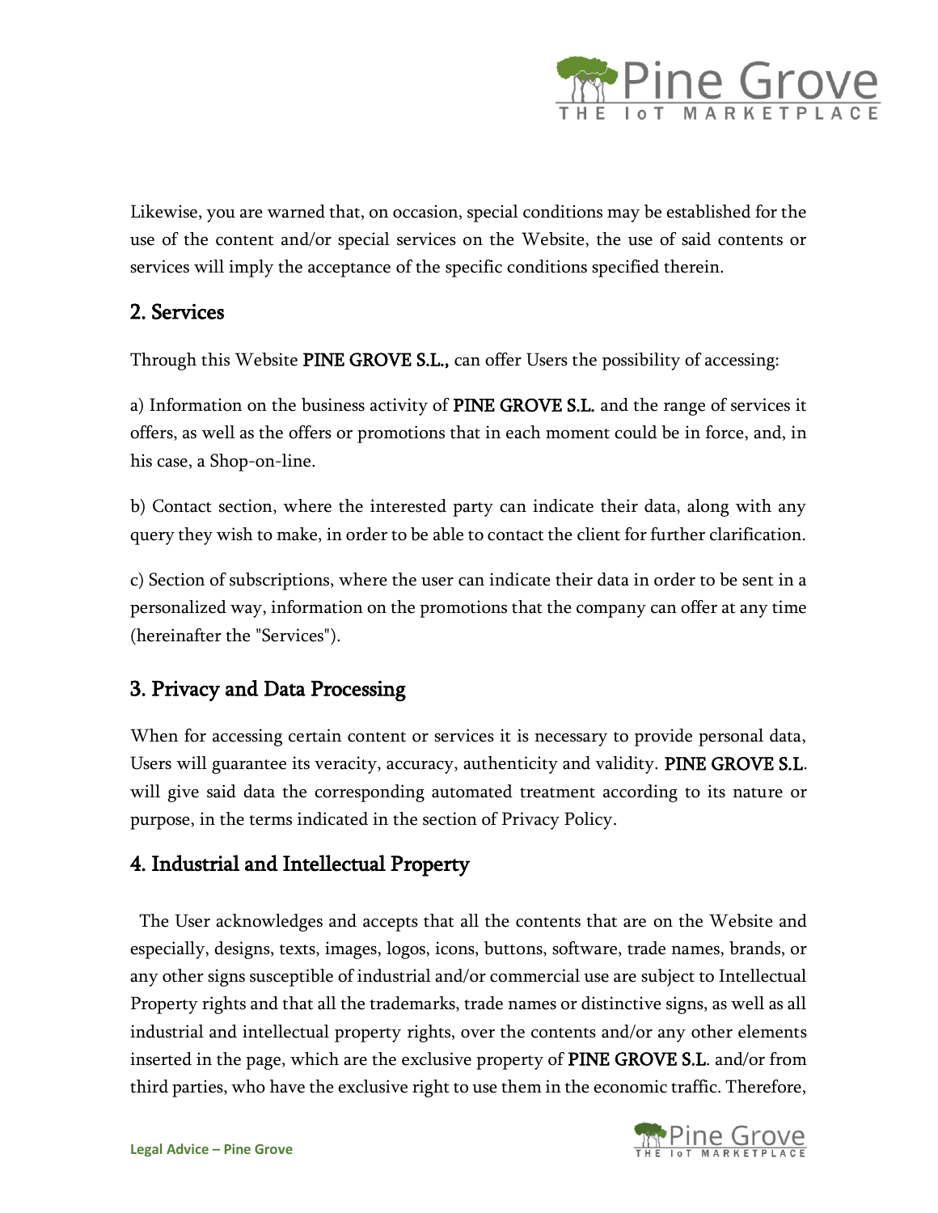Likewise, you are warned that, on occasion, special conditions may be established for the use of the content and/or special services on the Website, the use of said contents or services will imply the acceptance of the specific conditions specified therein.

## 2. Services

Through this Website **PINE GROVE S.L.,** can offer Users the possibility of accessing:

a) Information on the business activity of **PINE GROVE S.L.** and the range of services it offers, as well as the offers or promotions that in each moment could be in force, and, in his case, a Shop-on-line.

b) Contact section, where the interested party can indicate their data, along with any query they wish to make, in order to be able to contact the client for further clarification.

c) Section of subscriptions, where the user can indicate their data in order to be sent in a personalized way, information on the promotions that the company can offer at any time (hereinafter the "Services").

## 3. Privacy and Data Processing

When for accessing certain content or services it is necessary to provide personal data, Users will guarantee its veracity, accuracy, authenticity and validity. **PINE GROVE S.L.** will give said data the corresponding automated treatment according to its nature or purpose, in the terms indicated in the section of Privacy Policy.

## 4. Industrial and Intellectual Property

The User acknowledges and accepts that all the contents that are on the Website and especially, designs, texts, images, logos, icons, buttons, software, trade names, brands, or any other signs susceptible of industrial and/or commercial use are subject to Intellectual Property rights and that all the trademarks, trade names or distinctive signs, as well as all industrial and intellectual property rights, over the contents and/or any other elements inserted in the page, which are the exclusive property of **PINE GROVE S.L.** and/or from third parties, who have the exclusive right to use them in the economic traffic. Therefore,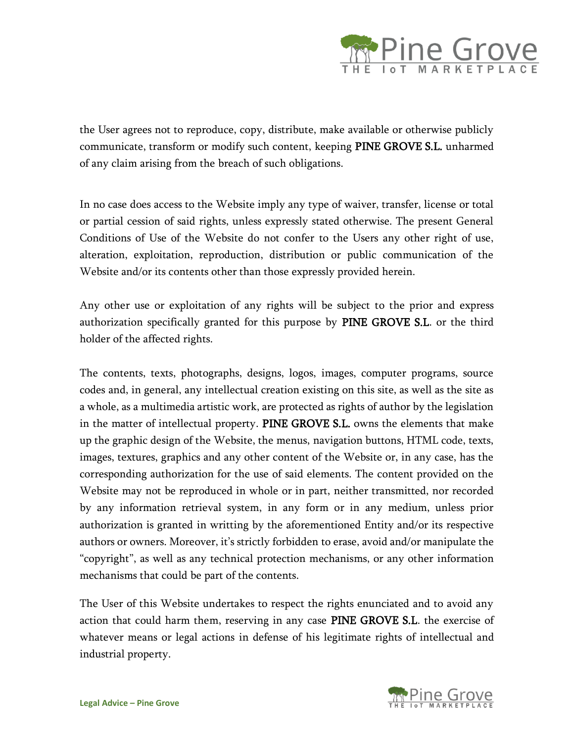the User agrees not to reproduce, copy, distribute, make available or otherwise publicly communicate, transform or modify such content, keeping PINE GROVE S.L. unharmed of any claim arising from the breach of such obligations.

In no case does access to the Website imply any type of waiver, transfer, license or total or partial cession of said rights, unless expressly stated otherwise. The present General Conditions of Use of the Website do not confer to the Users any other right of use, alteration, exploitation, reproduction, distribution or public communication of the Website and/or its contents other than those expressly provided herein.

Any other use or exploitation of any rights will be subject to the prior and express authorization specifically granted for this purpose by PINE GROVE S.L. or the third holder of the affected rights.

The contents, texts, photographs, designs, logos, images, computer programs, source codes and, in general, any intellectual creation existing on this site, as well as the site as a whole, as a multimedia artistic work, are protected as rights of author by the legislation in the matter of intellectual property. PINE GROVE S.L. owns the elements that make up the graphic design of the Website, the menus, navigation buttons, HTML code, texts, images, textures, graphics and any other content of the Website or, in any case, has the corresponding authorization for the use of said elements. The content provided on the Website may not be reproduced in whole or in part, neither transmitted, nor recorded by any information retrieval system, in any form or in any medium, unless prior authorization is granted in writting by the aforementioned Entity and/or its respective authors or owners. Moreover, it's strictly forbidden to erase, avoid and/or manipulate the "copyright", as well as any technical protection mechanisms, or any other information mechanisms that could be part of the contents.

The User of this Website undertakes to respect the rights enunciated and to avoid any action that could harm them, reserving in any case PINE GROVE S.L. the exercise of whatever means or legal actions in defense of his legitimate rights of intellectual and industrial property.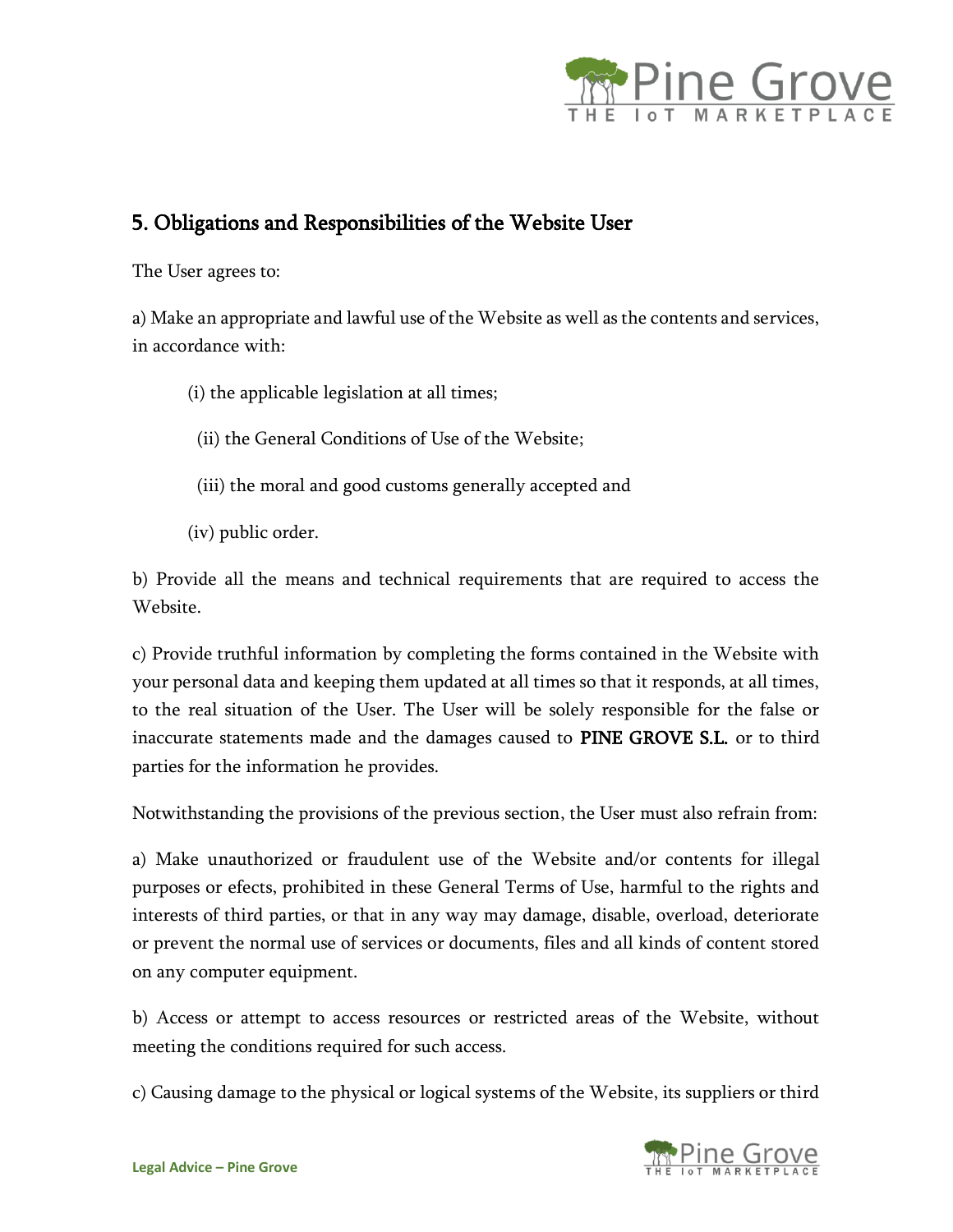## 5. Obligations and Responsibilities of the Website User

The User agrees to:

a) Make an appropriate and lawful use of the Website as well as the contents and services, in accordance with:

(i) the applicable legislation at all times;

(ii) the General Conditions of Use of the Website;

(iii) the moral and good customs generally accepted and

(iv) public order.

b) Provide all the means and technical requirements that are required to access the Website.

c) Provide truthful information by completing the forms contained in the Website with your personal data and keeping them updated at all times so that it responds, at all times, to the real situation of the User. The User will be solely responsible for the false or inaccurate statements made and the damages caused to **PINE GROVE S.L.** or to third parties for the information he provides.

Notwithstanding the provisions of the previous section, the User must also refrain from:

a) Make unauthorized or fraudulent use of the Website and/or contents for illegal purposes or efects, prohibited in these General Terms of Use, harmful to the rights and interests of third parties, or that in any way may damage, disable, overload, deteriorate or prevent the normal use of services or documents, files and all kinds of content stored on any computer equipment.

b) Access or attempt to access resources or restricted areas of the Website, without meeting the conditions required for such access.

c) Causing damage to the physical or logical systems of the Website, its suppliers or third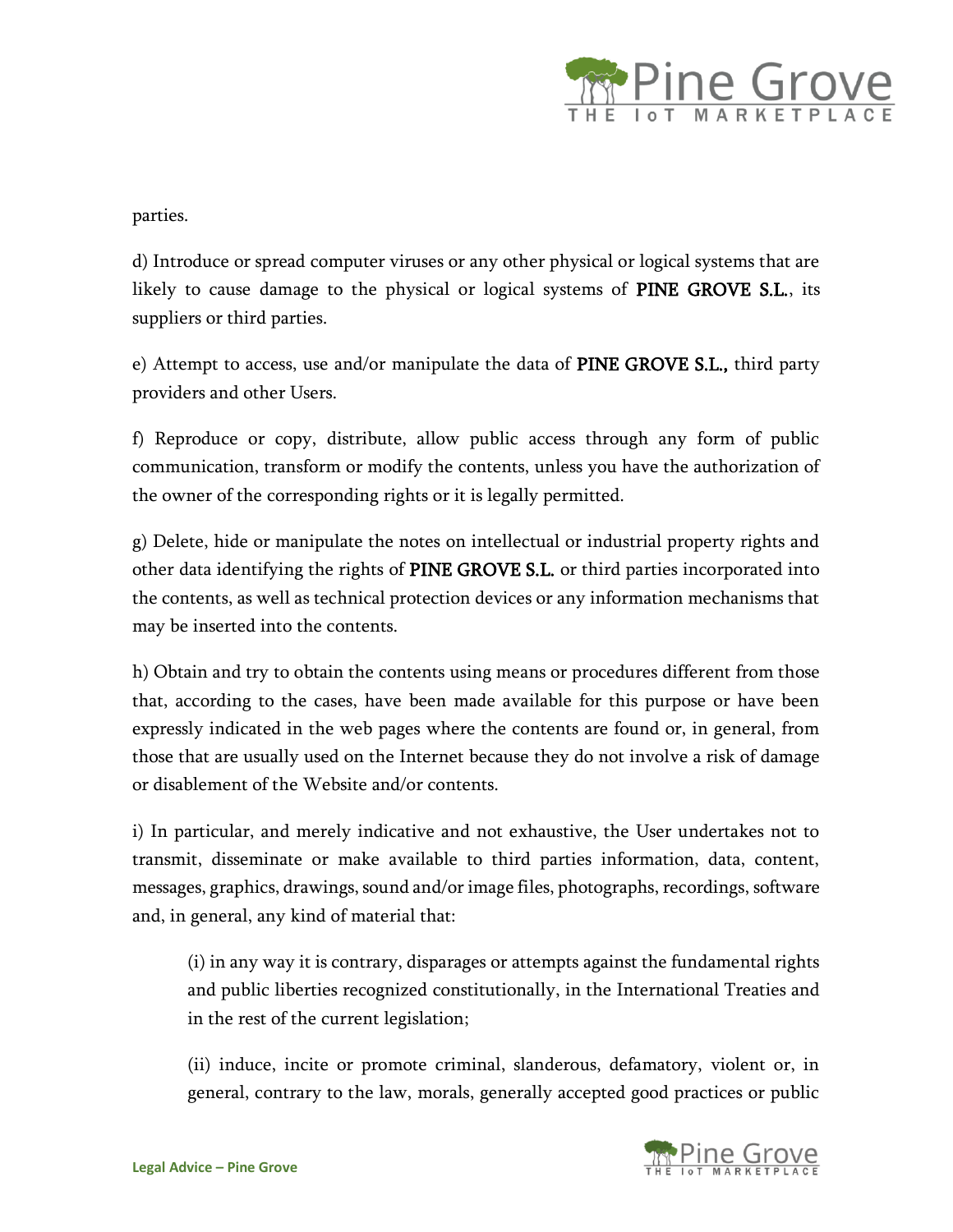parties.

d) Introduce or spread computer viruses or any other physical or logical systems that are likely to cause damage to the physical or logical systems of **PINE GROVE S.L.**, its suppliers or third parties.

e) Attempt to access, use and/or manipulate the data of **PINE GROVE S.L.,** third party providers and other Users.

f) Reproduce or copy, distribute, allow public access through any form of public communication, transform or modify the contents, unless you have the authorization of the owner of the corresponding rights or it is legally permitted.

g) Delete, hide or manipulate the notes on intellectual or industrial property rights and other data identifying the rights of **PINE GROVE S.L.** or third parties incorporated into the contents, as well as technical protection devices or any information mechanisms that may be inserted into the contents.

h) Obtain and try to obtain the contents using means or procedures different from those that, according to the cases, have been made available for this purpose or have been expressly indicated in the web pages where the contents are found or, in general, from those that are usually used on the Internet because they do not involve a risk of damage or disablement of the Website and/or contents.

i) In particular, and merely indicative and not exhaustive, the User undertakes not to transmit, disseminate or make available to third parties information, data, content, messages, graphics, drawings, sound and/or image files, photographs, recordings, software and, in general, any kind of material that:

> (i) in any way it is contrary, disparages or attempts against the fundamental rights and public liberties recognized constitutionally, in the International Treaties and in the rest of the current legislation;
>
> (ii) induce, incite or promote criminal, slanderous, defamatory, violent or, in general, contrary to the law, morals, generally accepted good practices or public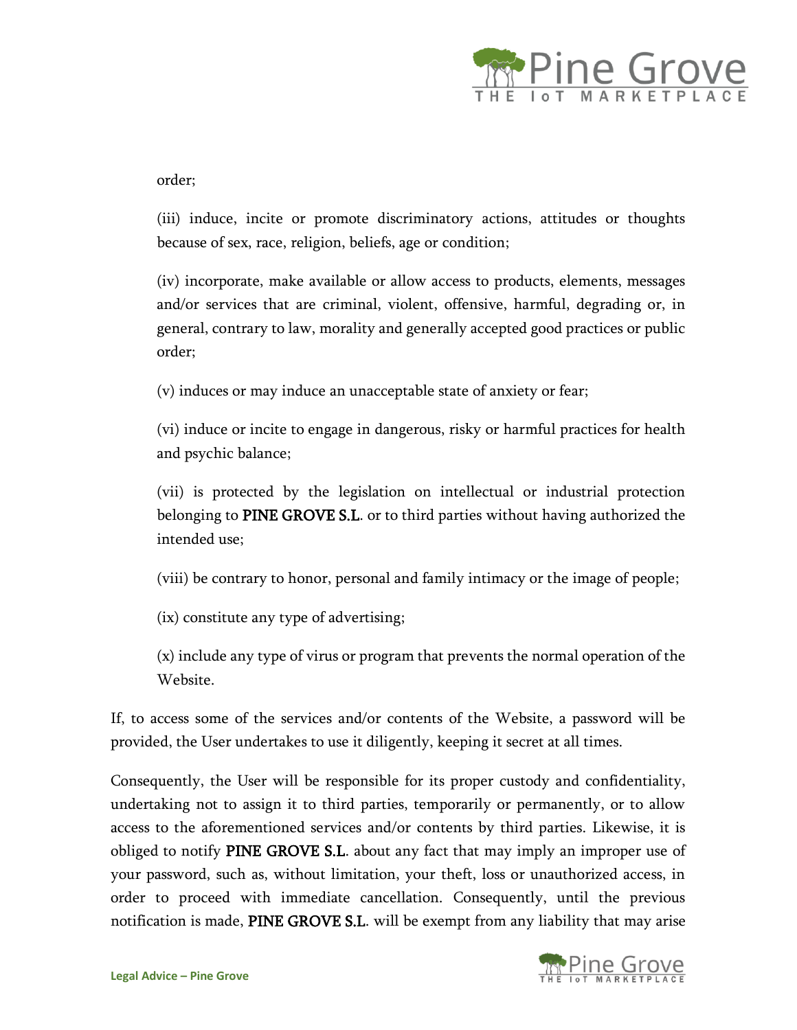order;

(iii) induce, incite or promote discriminatory actions, attitudes or thoughts because of sex, race, religion, beliefs, age or condition;

(iv) incorporate, make available or allow access to products, elements, messages and/or services that are criminal, violent, offensive, harmful, degrading or, in general, contrary to law, morality and generally accepted good practices or public order;

(v) induces or may induce an unacceptable state of anxiety or fear;

(vi) induce or incite to engage in dangerous, risky or harmful practices for health and psychic balance;

(vii) is protected by the legislation on intellectual or industrial protection belonging to **PINE GROVE S.L.** or to third parties without having authorized the intended use;

(viii) be contrary to honor, personal and family intimacy or the image of people;

(ix) constitute any type of advertising;

(x) include any type of virus or program that prevents the normal operation of the Website.

If, to access some of the services and/or contents of the Website, a password will be provided, the User undertakes to use it diligently, keeping it secret at all times.

Consequently, the User will be responsible for its proper custody and confidentiality, undertaking not to assign it to third parties, temporarily or permanently, or to allow access to the aforementioned services and/or contents by third parties. Likewise, it is obliged to notify **PINE GROVE S.L.** about any fact that may imply an improper use of your password, such as, without limitation, your theft, loss or unauthorized access, in order to proceed with immediate cancellation. Consequently, until the previous notification is made, **PINE GROVE S.L.** will be exempt from any liability that may arise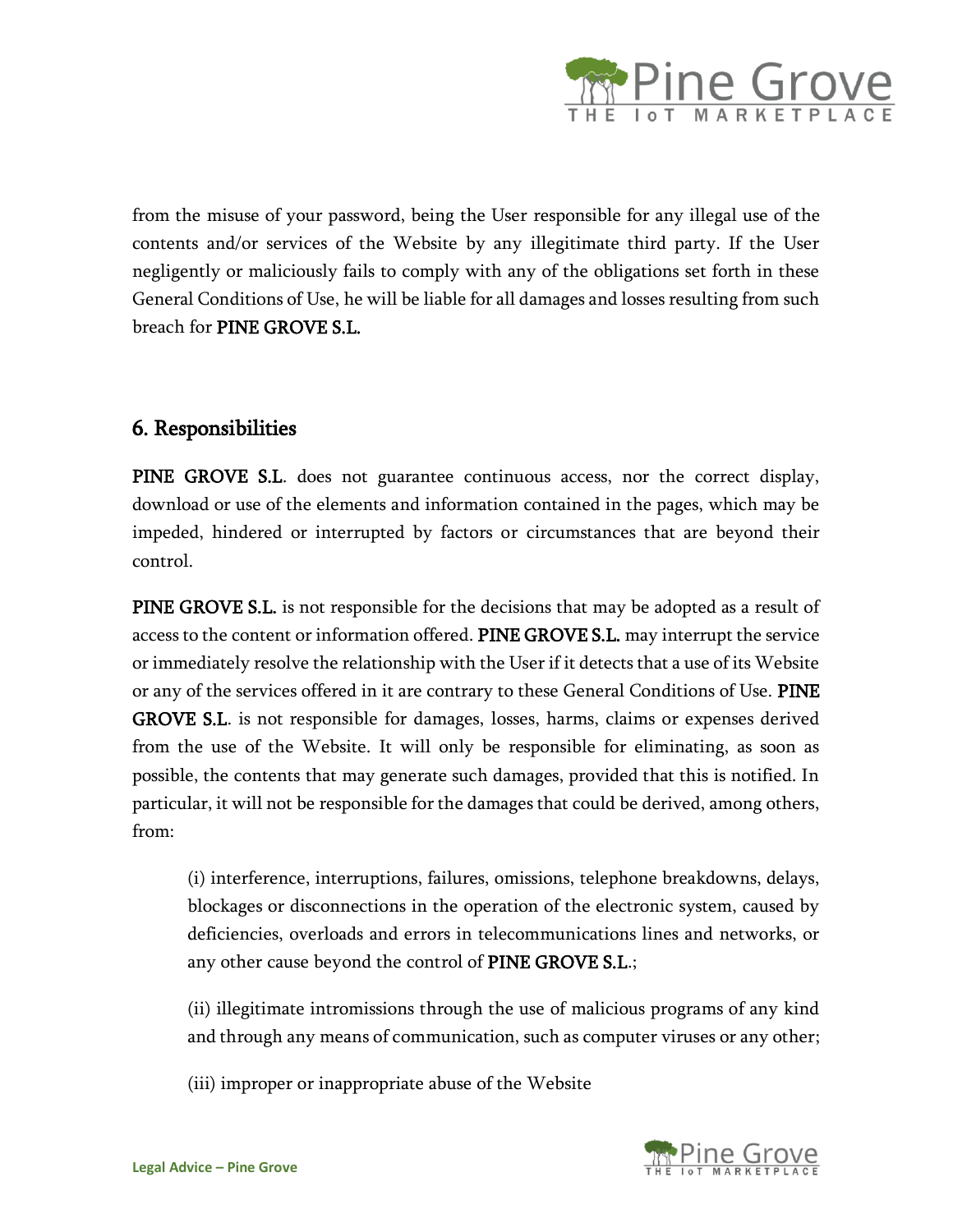from the misuse of your password, being the User responsible for any illegal use of the contents and/or services of the Website by any illegitimate third party. If the User negligently or maliciously fails to comply with any of the obligations set forth in these General Conditions of Use, he will be liable for all damages and losses resulting from such breach for **PINE GROVE S.L.**

## 6. Responsibilities

**PINE GROVE S.L**. does not guarantee continuous access, nor the correct display, download or use of the elements and information contained in the pages, which may be impeded, hindered or interrupted by factors or circumstances that are beyond their control.

**PINE GROVE S.L.** is not responsible for the decisions that may be adopted as a result of access to the content or information offered. **PINE GROVE S.L.** may interrupt the service or immediately resolve the relationship with the User if it detects that a use of its Website or any of the services offered in it are contrary to these General Conditions of Use. **PINE GROVE S.L**. is not responsible for damages, losses, harms, claims or expenses derived from the use of the Website. It will only be responsible for eliminating, as soon as possible, the contents that may generate such damages, provided that this is notified. In particular, it will not be responsible for the damages that could be derived, among others, from:

> (i) interference, interruptions, failures, omissions, telephone breakdowns, delays, blockages or disconnections in the operation of the electronic system, caused by deficiencies, overloads and errors in telecommunications lines and networks, or any other cause beyond the control of **PINE GROVE S.L**.;
>
> (ii) illegitimate intromissions through the use of malicious programs of any kind and through any means of communication, such as computer viruses or any other;
>
> (iii) improper or inappropriate abuse of the Website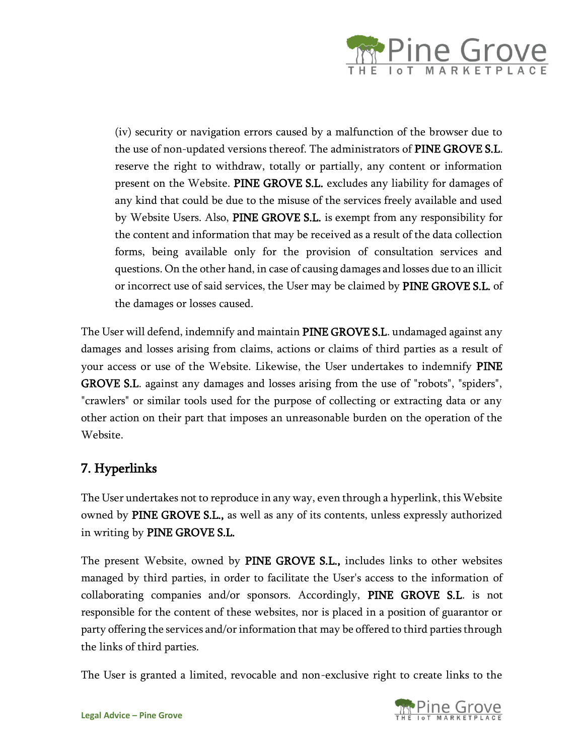(iv) security or navigation errors caused by a malfunction of the browser due to the use of non-updated versions thereof. The administrators of **PINE GROVE S.L.** reserve the right to withdraw, totally or partially, any content or information present on the Website. **PINE GROVE S.L.** excludes any liability for damages of any kind that could be due to the misuse of the services freely available and used by Website Users. Also, **PINE GROVE S.L.** is exempt from any responsibility for the content and information that may be received as a result of the data collection forms, being available only for the provision of consultation services and questions. On the other hand, in case of causing damages and losses due to an illicit or incorrect use of said services, the User may be claimed by **PINE GROVE S.L.** of the damages or losses caused.

The User will defend, indemnify and maintain **PINE GROVE S.L.** undamaged against any damages and losses arising from claims, actions or claims of third parties as a result of your access or use of the Website. Likewise, the User undertakes to indemnify **PINE GROVE S.L.** against any damages and losses arising from the use of "robots", "spiders", "crawlers" or similar tools used for the purpose of collecting or extracting data or any other action on their part that imposes an unreasonable burden on the operation of the Website.

## 7. Hyperlinks

The User undertakes not to reproduce in any way, even through a hyperlink, this Website owned by **PINE GROVE S.L.,** as well as any of its contents, unless expressly authorized in writing by **PINE GROVE S.L.**

The present Website, owned by **PINE GROVE S.L.,** includes links to other websites managed by third parties, in order to facilitate the User's access to the information of collaborating companies and/or sponsors. Accordingly, **PINE GROVE S.L.** is not responsible for the content of these websites, nor is placed in a position of guarantor or party offering the services and/or information that may be offered to third parties through the links of third parties.

The User is granted a limited, revocable and non-exclusive right to create links to the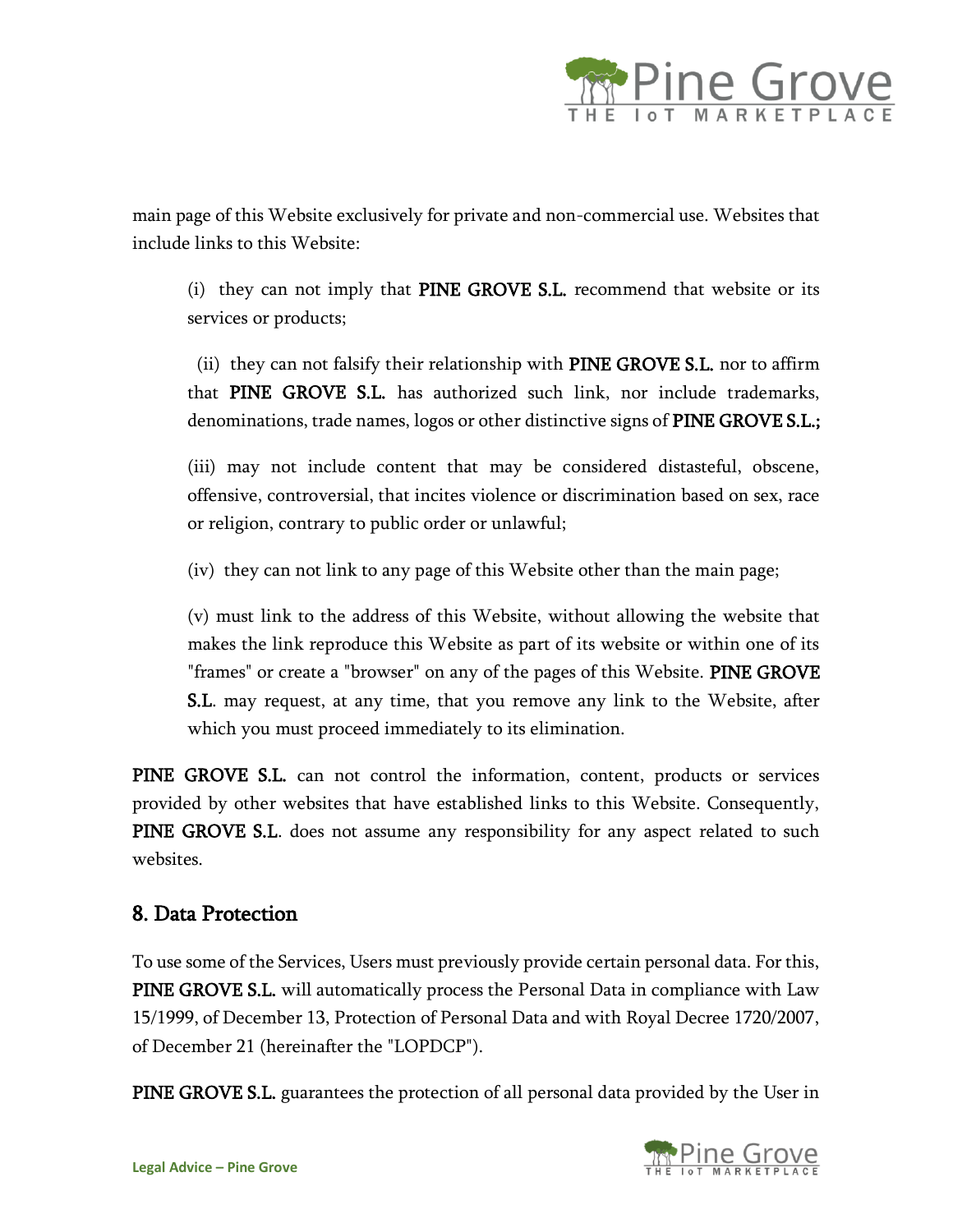main page of this Website exclusively for private and non-commercial use. Websites that include links to this Website:

(i) they can not imply that **PINE GROVE S.L.** recommend that website or its services or products;

(ii) they can not falsify their relationship with **PINE GROVE S.L.** nor to affirm that **PINE GROVE S.L.** has authorized such link, nor include trademarks, denominations, trade names, logos or other distinctive signs of **PINE GROVE S.L.;**

(iii) may not include content that may be considered distasteful, obscene, offensive, controversial, that incites violence or discrimination based on sex, race or religion, contrary to public order or unlawful;

(iv) they can not link to any page of this Website other than the main page;

(v) must link to the address of this Website, without allowing the website that makes the link reproduce this Website as part of its website or within one of its "frames" or create a "browser" on any of the pages of this Website. **PINE GROVE S.L.** may request, at any time, that you remove any link to the Website, after which you must proceed immediately to its elimination.

**PINE GROVE S.L.** can not control the information, content, products or services provided by other websites that have established links to this Website. Consequently, **PINE GROVE S.L.** does not assume any responsibility for any aspect related to such websites.

## 8. Data Protection

To use some of the Services, Users must previously provide certain personal data. For this, **PINE GROVE S.L.** will automatically process the Personal Data in compliance with Law 15/1999, of December 13, Protection of Personal Data and with Royal Decree 1720/2007, of December 21 (hereinafter the "LOPDCP").

**PINE GROVE S.L.** guarantees the protection of all personal data provided by the User in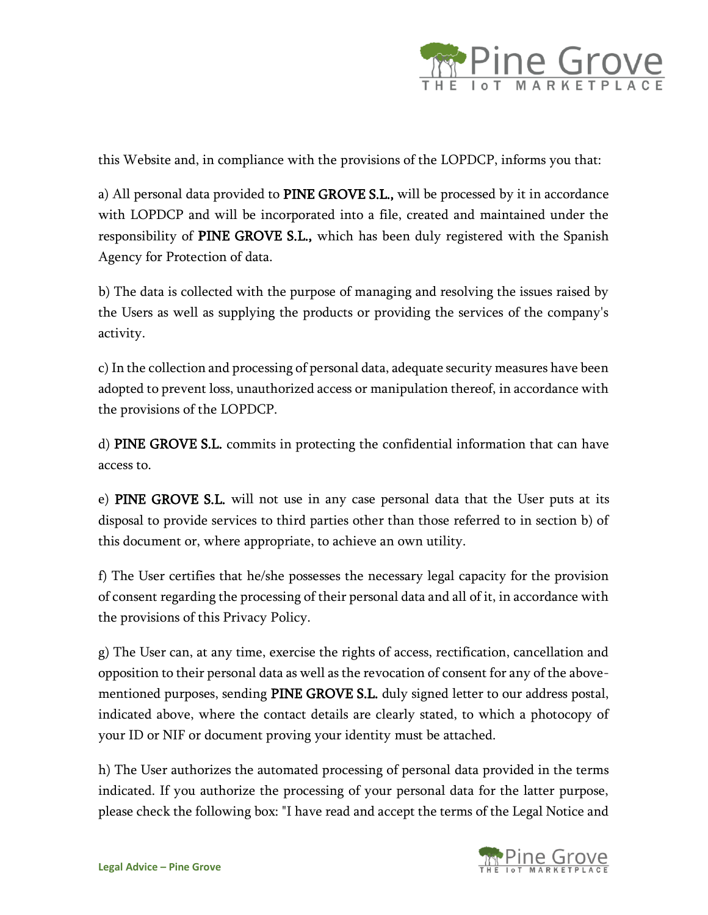this Website and, in compliance with the provisions of the LOPDCP, informs you that:

a) All personal data provided to **PINE GROVE S.L.,** will be processed by it in accordance with LOPDCP and will be incorporated into a file, created and maintained under the responsibility of **PINE GROVE S.L.,** which has been duly registered with the Spanish Agency for Protection of data.

b) The data is collected with the purpose of managing and resolving the issues raised by the Users as well as supplying the products or providing the services of the company's activity.

c) In the collection and processing of personal data, adequate security measures have been adopted to prevent loss, unauthorized access or manipulation thereof, in accordance with the provisions of the LOPDCP.

d) **PINE GROVE S.L.** commits in protecting the confidential information that can have access to.

e) **PINE GROVE S.L.** will not use in any case personal data that the User puts at its disposal to provide services to third parties other than those referred to in section b) of this document or, where appropriate, to achieve an own utility.

f) The User certifies that he/she possesses the necessary legal capacity for the provision of consent regarding the processing of their personal data and all of it, in accordance with the provisions of this Privacy Policy.

g) The User can, at any time, exercise the rights of access, rectification, cancellation and opposition to their personal data as well as the revocation of consent for any of the above-mentioned purposes, sending **PINE GROVE S.L.** duly signed letter to our address postal, indicated above, where the contact details are clearly stated, to which a photocopy of your ID or NIF or document proving your identity must be attached.

h) The User authorizes the automated processing of personal data provided in the terms indicated. If you authorize the processing of your personal data for the latter purpose, please check the following box: "I have read and accept the terms of the Legal Notice and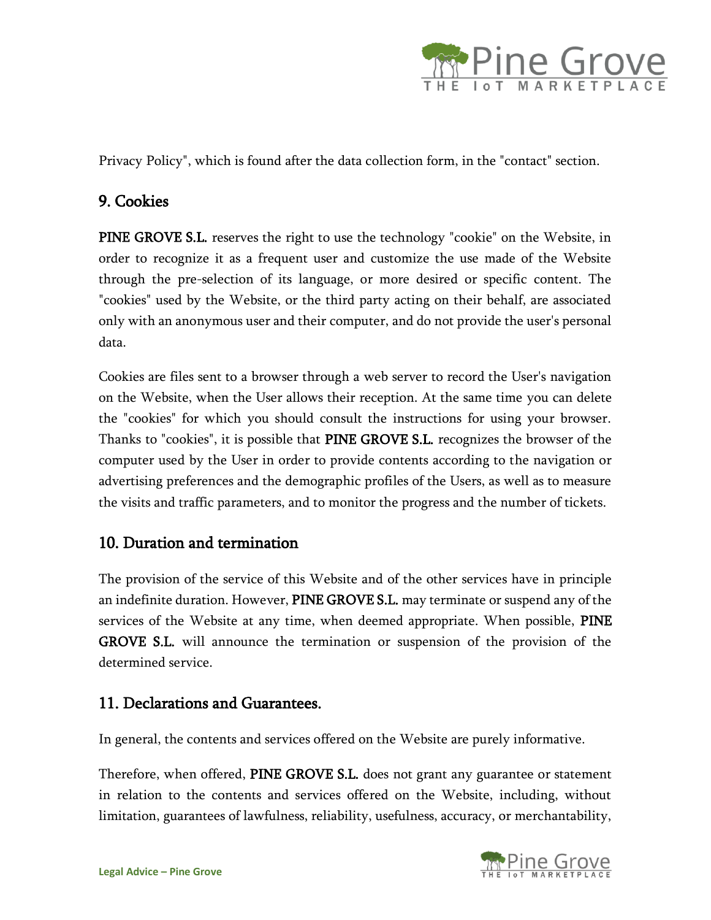Privacy Policy", which is found after the data collection form, in the "contact" section.

## 9. Cookies

**PINE GROVE S.L.** reserves the right to use the technology "cookie" on the Website, in order to recognize it as a frequent user and customize the use made of the Website through the pre-selection of its language, or more desired or specific content. The "cookies" used by the Website, or the third party acting on their behalf, are associated only with an anonymous user and their computer, and do not provide the user's personal data.

Cookies are files sent to a browser through a web server to record the User's navigation on the Website, when the User allows their reception. At the same time you can delete the "cookies" for which you should consult the instructions for using your browser. Thanks to "cookies", it is possible that **PINE GROVE S.L.** recognizes the browser of the computer used by the User in order to provide contents according to the navigation or advertising preferences and the demographic profiles of the Users, as well as to measure the visits and traffic parameters, and to monitor the progress and the number of tickets.

## 10. Duration and termination

The provision of the service of this Website and of the other services have in principle an indefinite duration. However, **PINE GROVE S.L.** may terminate or suspend any of the services of the Website at any time, when deemed appropriate. When possible, **PINE GROVE S.L.** will announce the termination or suspension of the provision of the determined service.

## 11. Declarations and Guarantees.

In general, the contents and services offered on the Website are purely informative.

Therefore, when offered, **PINE GROVE S.L.** does not grant any guarantee or statement in relation to the contents and services offered on the Website, including, without limitation, guarantees of lawfulness, reliability, usefulness, accuracy, or merchantability,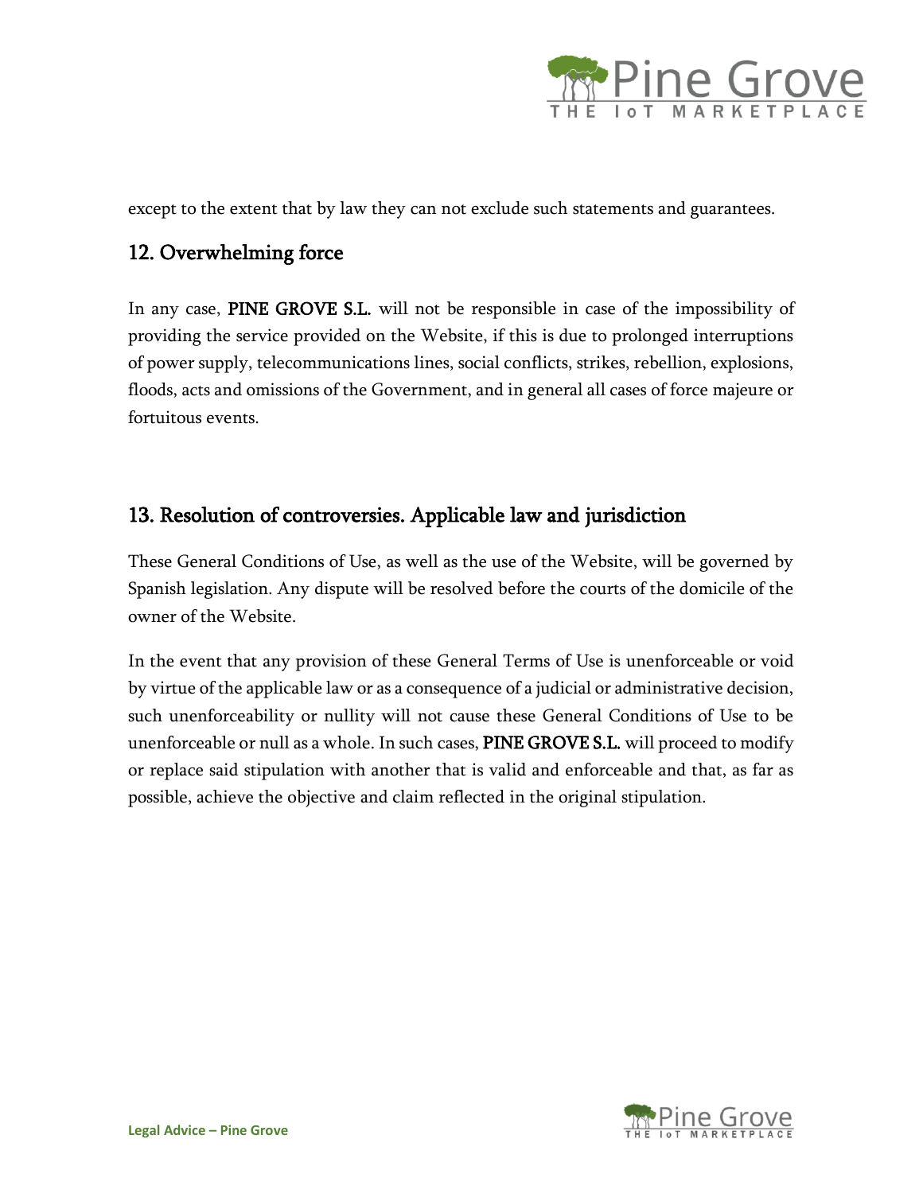except to the extent that by law they can not exclude such statements and guarantees.

## 12. Overwhelming force

In any case, **PINE GROVE S.L.** will not be responsible in case of the impossibility of providing the service provided on the Website, if this is due to prolonged interruptions of power supply, telecommunications lines, social conflicts, strikes, rebellion, explosions, floods, acts and omissions of the Government, and in general all cases of force majeure or fortuitous events.

## 13. Resolution of controversies. Applicable law and jurisdiction

These General Conditions of Use, as well as the use of the Website, will be governed by Spanish legislation. Any dispute will be resolved before the courts of the domicile of the owner of the Website.

In the event that any provision of these General Terms of Use is unenforceable or void by virtue of the applicable law or as a consequence of a judicial or administrative decision, such unenforceability or nullity will not cause these General Conditions of Use to be unenforceable or null as a whole. In such cases, **PINE GROVE S.L.** will proceed to modify or replace said stipulation with another that is valid and enforceable and that, as far as possible, achieve the objective and claim reflected in the original stipulation.